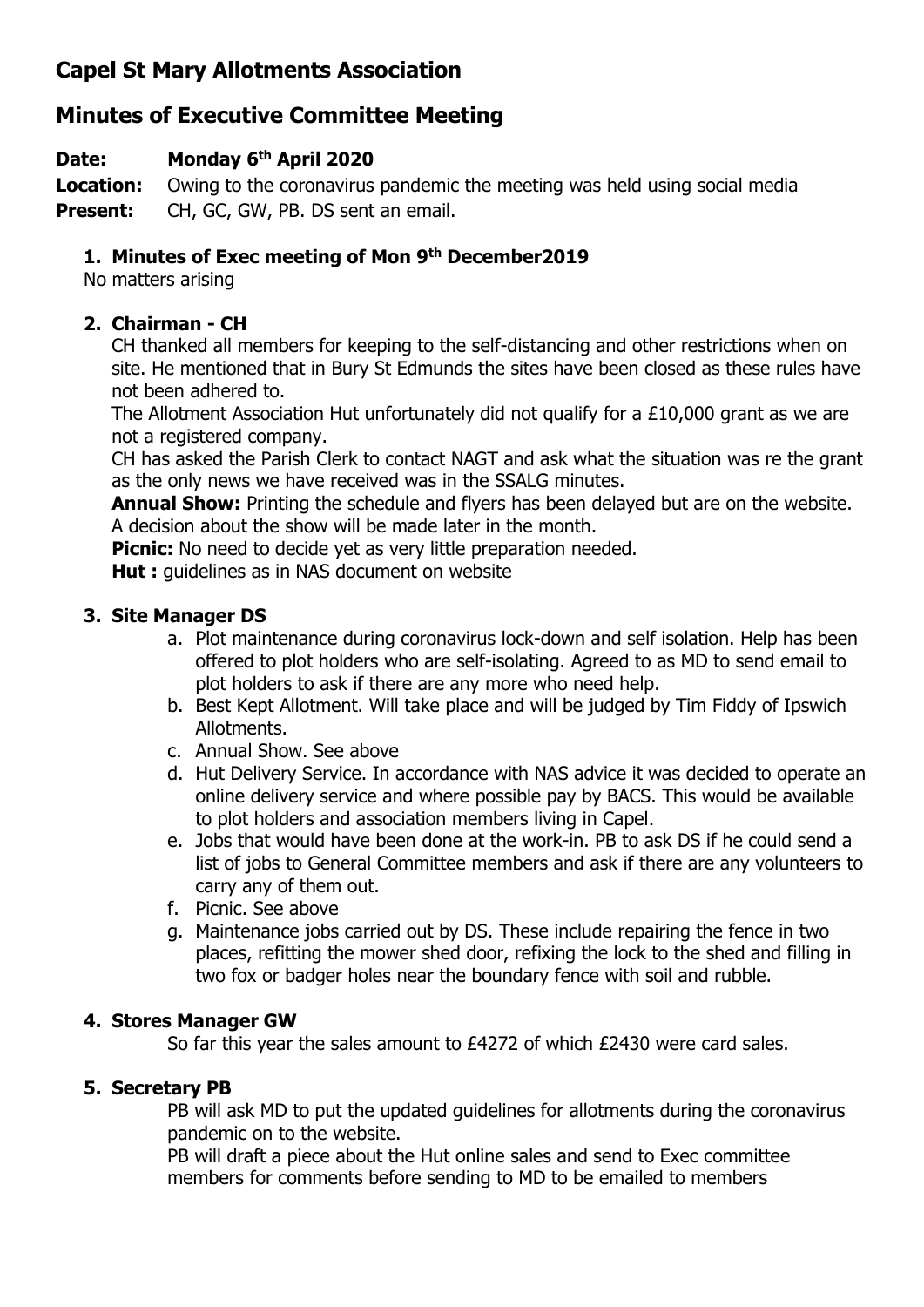# Capel St Mary Allotments Association

## Minutes of Executive Committee Meeting

**Date:** **Monday 6th April 2020**

**Location:** Owing to the coronavirus pandemic the meeting was held using social media

**Present:** CH, GC, GW, PB. DS sent an email.

1. **Minutes of Exec meeting of Mon 9th December2019**

   No matters arising

2. **Chairman - CH**

   CH thanked all members for keeping to the self-distancing and other restrictions when on site. He mentioned that in Bury St Edmunds the sites have been closed as these rules have not been adhered to.

   The Allotment Association Hut unfortunately did not qualify for a £10,000 grant as we are not a registered company.

   CH has asked the Parish Clerk to contact NAGT and ask what the situation was re the grant as the only news we have received was in the SSALG minutes.

   **Annual Show:** Printing the schedule and flyers has been delayed but are on the website. A decision about the show will be made later in the month.

   **Picnic:** No need to decide yet as very little preparation needed.

   **Hut :** guidelines as in NAS document on website

3. **Site Manager DS**

   a. Plot maintenance during coronavirus lock-down and self isolation. Help has been offered to plot holders who are self-isolating. Agreed to as MD to send email to plot holders to ask if there are any more who need help.
   b. Best Kept Allotment. Will take place and will be judged by Tim Fiddy of Ipswich Allotments.
   c. Annual Show. See above
   d. Hut Delivery Service. In accordance with NAS advice it was decided to operate an online delivery service and where possible pay by BACS. This would be available to plot holders and association members living in Capel.
   e. Jobs that would have been done at the work-in. PB to ask DS if he could send a list of jobs to General Committee members and ask if there are any volunteers to carry any of them out.
   f. Picnic. See above
   g. Maintenance jobs carried out by DS. These include repairing the fence in two places, refitting the mower shed door, refixing the lock to the shed and filling in two fox or badger holes near the boundary fence with soil and rubble.

4. **Stores Manager GW**

   So far this year the sales amount to £4272 of which £2430 were card sales.

5. **Secretary PB**

   PB will ask MD to put the updated guidelines for allotments during the coronavirus pandemic on to the website.

   PB will draft a piece about the Hut online sales and send to Exec committee members for comments before sending to MD to be emailed to members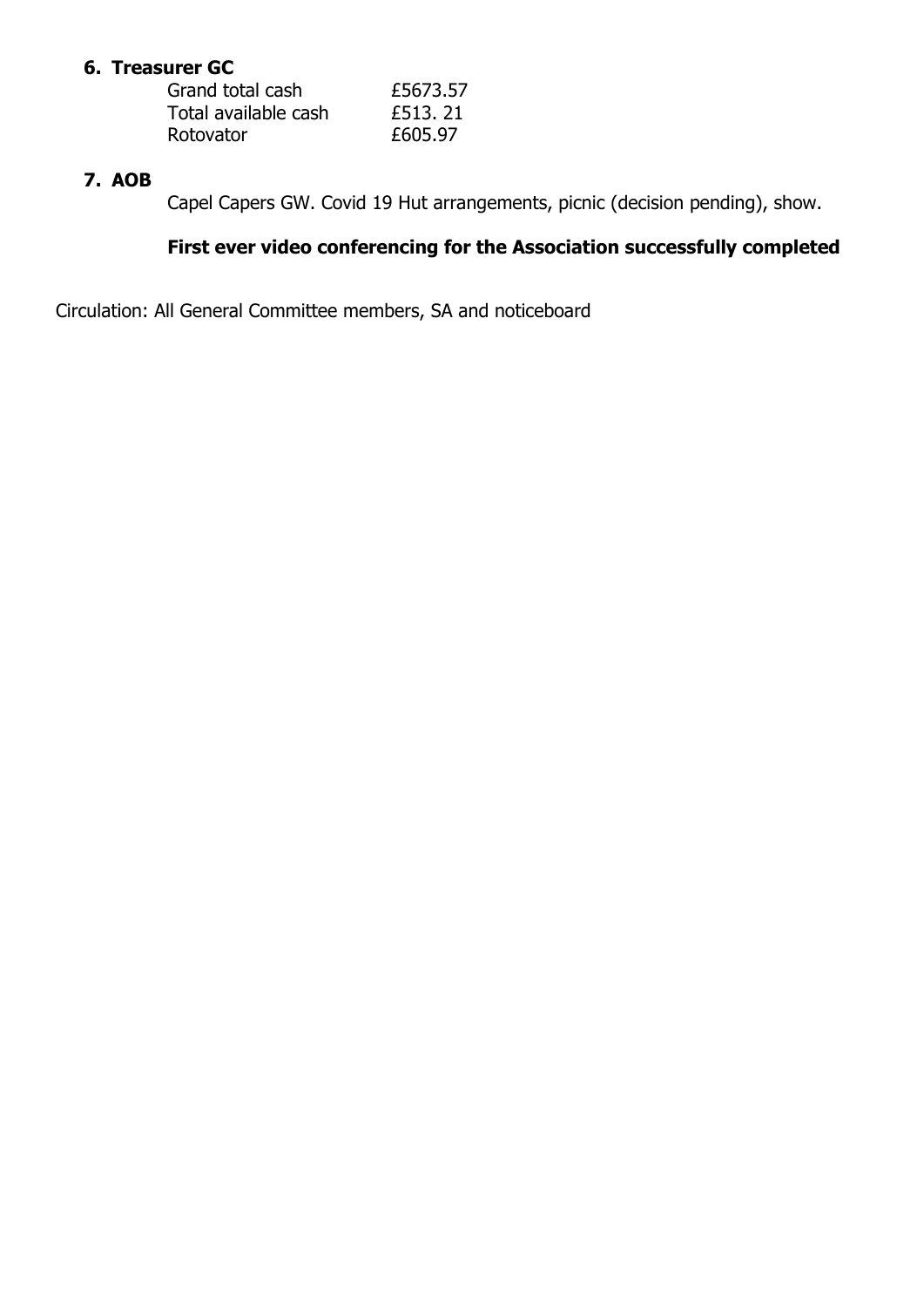### 6. Treasurer GC

| | |
|---|---|
| Grand total cash | £5673.57 |
| Total available cash | £513. 21 |
| Rotovator | £605.97 |

### 7. AOB

Capel Capers GW. Covid 19 Hut arrangements, picnic (decision pending), show.

**First ever video conferencing for the Association successfully completed**

Circulation: All General Committee members, SA and noticeboard